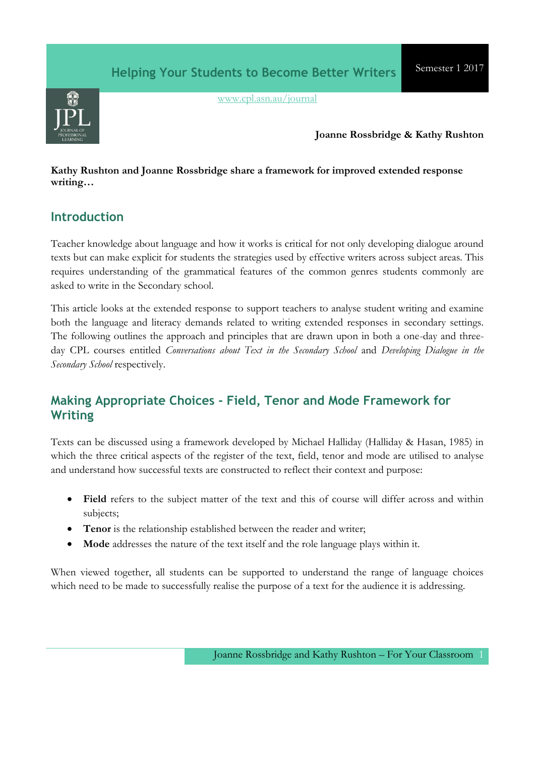# Helping Your Students to Become Better Writers

Semester 1 2017

www.cpl.asn.au/journal

**Joanne Rossbridge & Kathy Rushton**

**Kathy Rushton and Joanne Rossbridge share a framework for improved extended response writing…**

## Introduction

Teacher knowledge about language and how it works is critical for not only developing dialogue around texts but can make explicit for students the strategies used by effective writers across subject areas. This requires understanding of the grammatical features of the common genres students commonly are asked to write in the Secondary school.

This article looks at the extended response to support teachers to analyse student writing and examine both the language and literacy demands related to writing extended responses in secondary settings. The following outlines the approach and principles that are drawn upon in both a one-day and three-day CPL courses entitled *Conversations about Text in the Secondary School* and *Developing Dialogue in the Secondary School* respectively.

## Making Appropriate Choices - Field, Tenor and Mode Framework for Writing

Texts can be discussed using a framework developed by Michael Halliday (Halliday & Hasan, 1985) in which the three critical aspects of the register of the text, field, tenor and mode are utilised to analyse and understand how successful texts are constructed to reflect their context and purpose:

- **Field** refers to the subject matter of the text and this of course will differ across and within subjects;
- **Tenor** is the relationship established between the reader and writer;
- **Mode** addresses the nature of the text itself and the role language plays within it.

When viewed together, all students can be supported to understand the range of language choices which need to be made to successfully realise the purpose of a text for the audience it is addressing.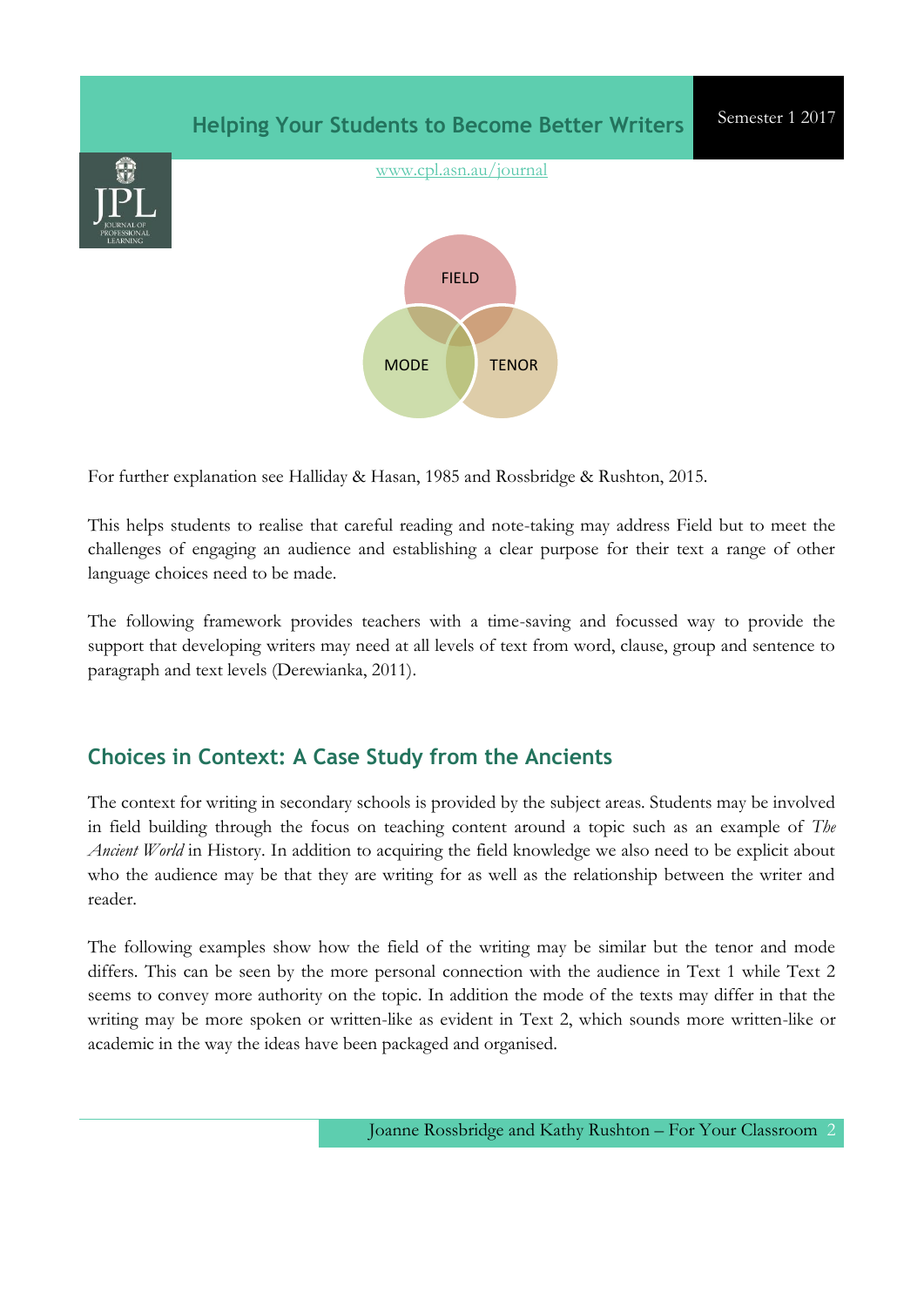FIELD

MODE

TENOR

For further explanation see Halliday & Hasan, 1985 and Rossbridge & Rushton, 2015.

This helps students to realise that careful reading and note-taking may address Field but to meet the challenges of engaging an audience and establishing a clear purpose for their text a range of other language choices need to be made.

The following framework provides teachers with a time-saving and focussed way to provide the support that developing writers may need at all levels of text from word, clause, group and sentence to paragraph and text levels (Derewianka, 2011).

## Choices in Context: A Case Study from the Ancients

The context for writing in secondary schools is provided by the subject areas. Students may be involved in field building through the focus on teaching content around a topic such as an example of *The Ancient World* in History. In addition to acquiring the field knowledge we also need to be explicit about who the audience may be that they are writing for as well as the relationship between the writer and reader.

The following examples show how the field of the writing may be similar but the tenor and mode differs. This can be seen by the more personal connection with the audience in Text 1 while Text 2 seems to convey more authority on the topic. In addition the mode of the texts may differ in that the writing may be more spoken or written-like as evident in Text 2, which sounds more written-like or academic in the way the ideas have been packaged and organised.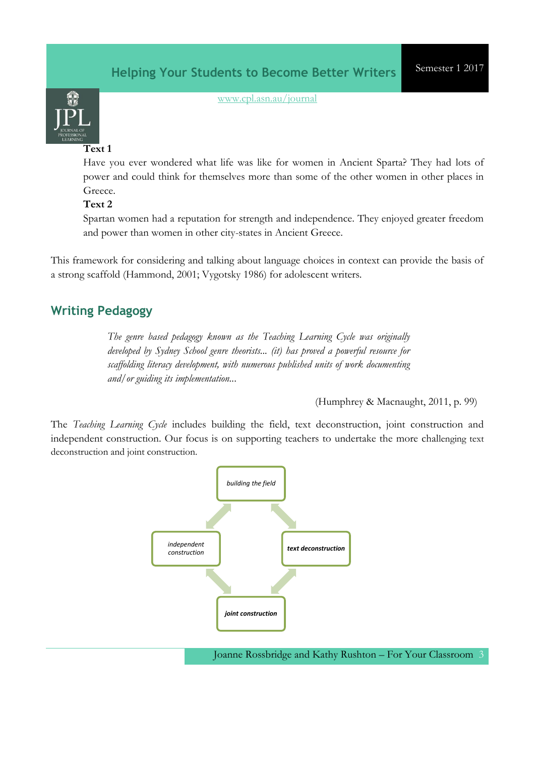**Text 1**

Have you ever wondered what life was like for women in Ancient Sparta? They had lots of power and could think for themselves more than some of the other women in other places in Greece.

**Text 2**

Spartan women had a reputation for strength and independence. They enjoyed greater freedom and power than women in other city-states in Ancient Greece.

This framework for considering and talking about language choices in context can provide the basis of a strong scaffold (Hammond, 2001; Vygotsky 1986) for adolescent writers.

## Writing Pedagogy

> *The genre based pedagogy known as the Teaching Learning Cycle was originally developed by Sydney School genre theorists... (it) has proved a powerful resource for scaffolding literacy development, with numerous published units of work documenting and/or guiding its implementation...*
>
> (Humphrey & Macnaught, 2011, p. 99)

The *Teaching Learning Cycle* includes building the field, text deconstruction, joint construction and independent construction. Our focus is on supporting teachers to undertake the more challenging text deconstruction and joint construction.

*building the field* → ***text deconstruction*** → ***joint construction*** → *independent construction* → *building the field*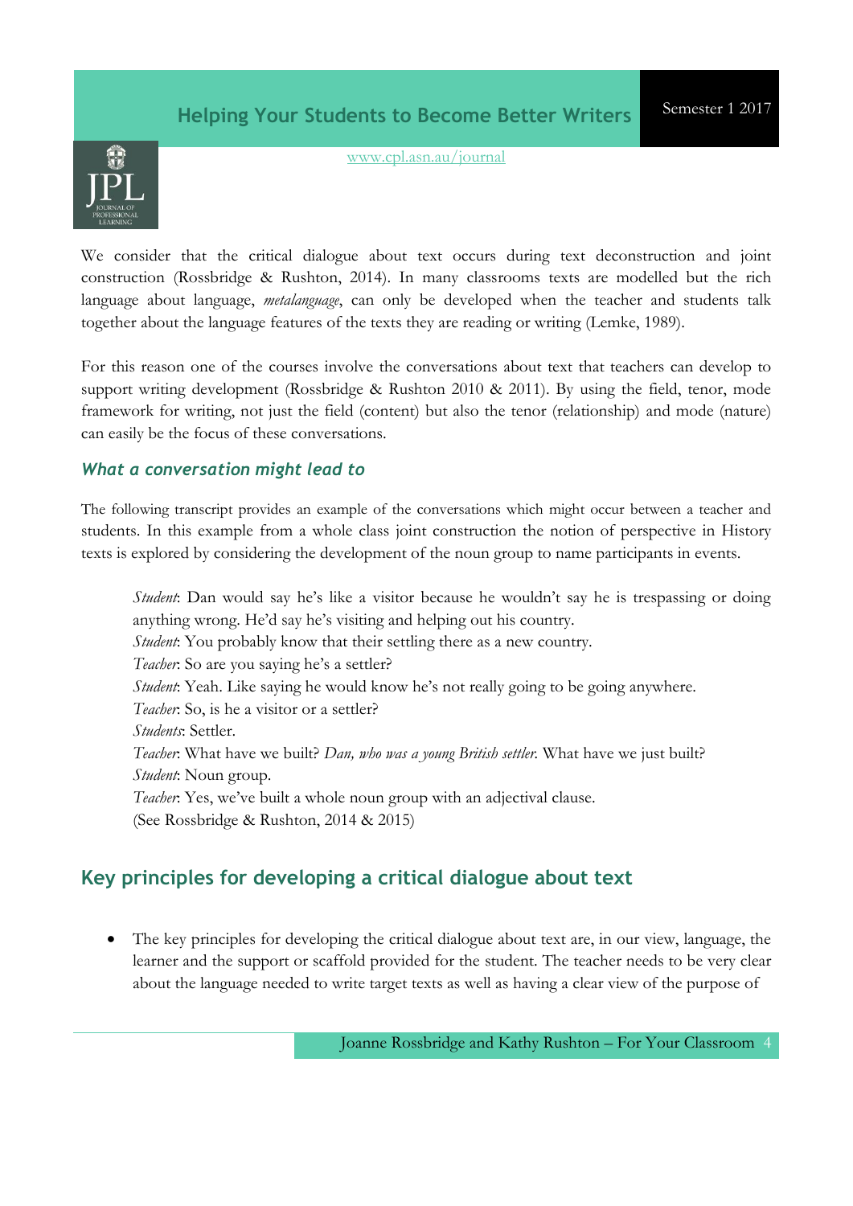We consider that the critical dialogue about text occurs during text deconstruction and joint construction (Rossbridge & Rushton, 2014). In many classrooms texts are modelled but the rich language about language, *metalanguage*, can only be developed when the teacher and students talk together about the language features of the texts they are reading or writing (Lemke, 1989).

For this reason one of the courses involve the conversations about text that teachers can develop to support writing development (Rossbridge & Rushton 2010 & 2011). By using the field, tenor, mode framework for writing, not just the field (content) but also the tenor (relationship) and mode (nature) can easily be the focus of these conversations.

### *What a conversation might lead to*

The following transcript provides an example of the conversations which might occur between a teacher and students. In this example from a whole class joint construction the notion of perspective in History texts is explored by considering the development of the noun group to name participants in events.

> *Student*: Dan would say he's like a visitor because he wouldn't say he is trespassing or doing anything wrong. He'd say he's visiting and helping out his country.
> *Student*: You probably know that their settling there as a new country.
> *Teacher*: So are you saying he's a settler?
> *Student*: Yeah. Like saying he would know he's not really going to be going anywhere.
> *Teacher*: So, is he a visitor or a settler?
> *Students*: Settler.
> *Teacher*: What have we built? *Dan, who was a young British settler.* What have we just built?
> *Student*: Noun group.
> *Teacher*: Yes, we've built a whole noun group with an adjectival clause.
> (See Rossbridge & Rushton, 2014 & 2015)

## Key principles for developing a critical dialogue about text

- The key principles for developing the critical dialogue about text are, in our view, language, the learner and the support or scaffold provided for the student. The teacher needs to be very clear about the language needed to write target texts as well as having a clear view of the purpose of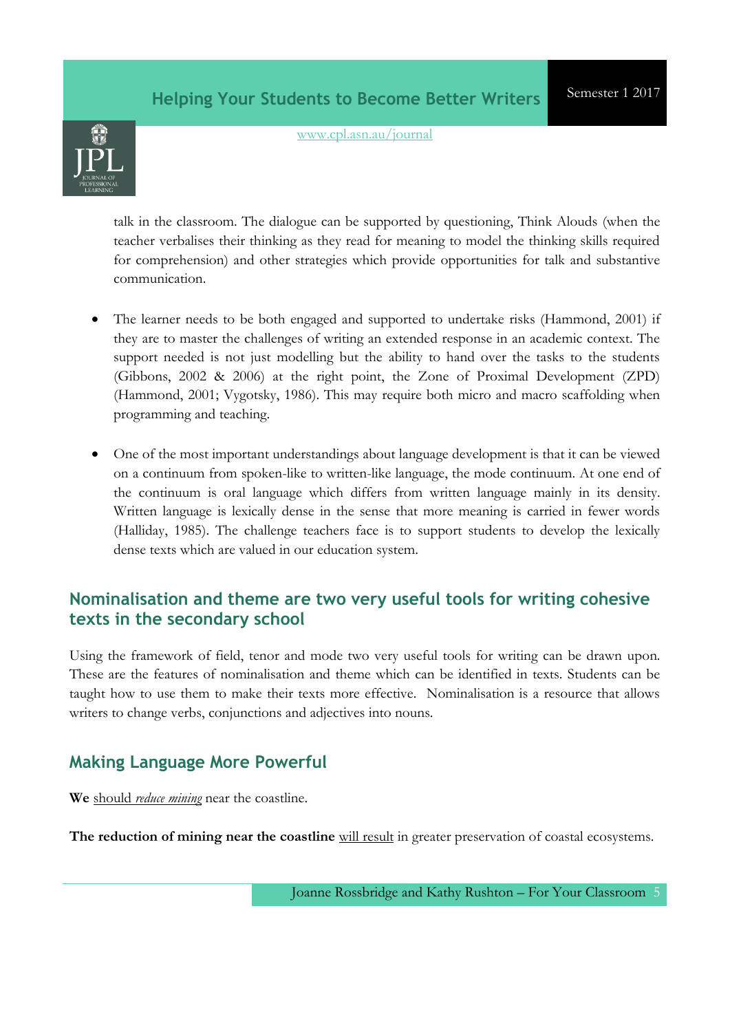talk in the classroom. The dialogue can be supported by questioning, Think Alouds (when the teacher verbalises their thinking as they read for meaning to model the thinking skills required for comprehension) and other strategies which provide opportunities for talk and substantive communication.

- The learner needs to be both engaged and supported to undertake risks (Hammond, 2001) if they are to master the challenges of writing an extended response in an academic context. The support needed is not just modelling but the ability to hand over the tasks to the students (Gibbons, 2002 & 2006) at the right point, the Zone of Proximal Development (ZPD) (Hammond, 2001; Vygotsky, 1986). This may require both micro and macro scaffolding when programming and teaching.

- One of the most important understandings about language development is that it can be viewed on a continuum from spoken-like to written-like language, the mode continuum. At one end of the continuum is oral language which differs from written language mainly in its density. Written language is lexically dense in the sense that more meaning is carried in fewer words (Halliday, 1985). The challenge teachers face is to support students to develop the lexically dense texts which are valued in our education system.

## Nominalisation and theme are two very useful tools for writing cohesive texts in the secondary school

Using the framework of field, tenor and mode two very useful tools for writing can be drawn upon. These are the features of nominalisation and theme which can be identified in texts. Students can be taught how to use them to make their texts more effective. Nominalisation is a resource that allows writers to change verbs, conjunctions and adjectives into nouns.

## Making Language More Powerful

**We** <u>should *reduce mining*</u> near the coastline.

**The reduction of mining near the coastline** <u>will result</u> in greater preservation of coastal ecosystems.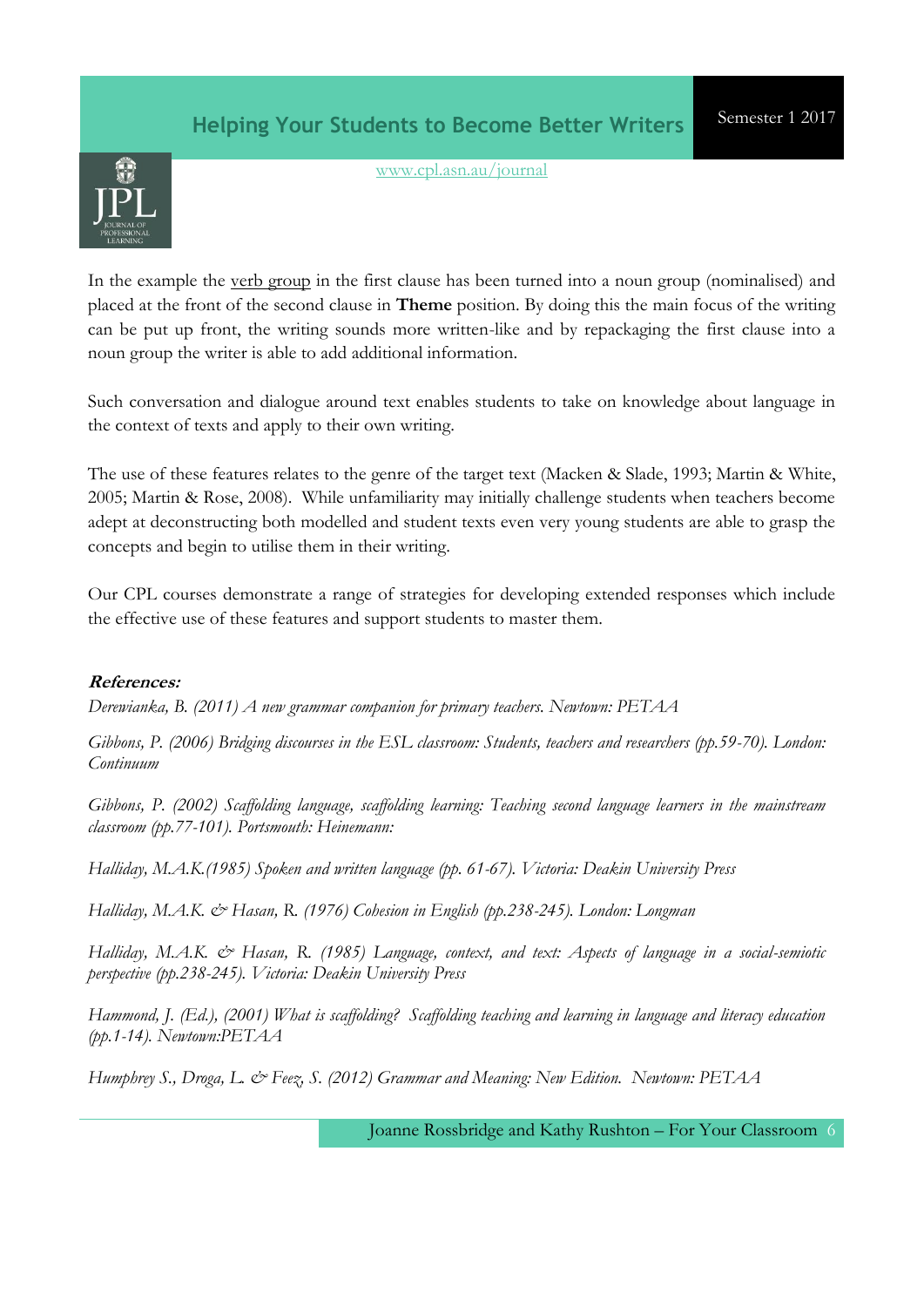In the example the verb group in the first clause has been turned into a noun group (nominalised) and placed at the front of the second clause in **Theme** position. By doing this the main focus of the writing can be put up front, the writing sounds more written-like and by repackaging the first clause into a noun group the writer is able to add additional information.

Such conversation and dialogue around text enables students to take on knowledge about language in the context of texts and apply to their own writing.

The use of these features relates to the genre of the target text (Macken & Slade, 1993; Martin & White, 2005; Martin & Rose, 2008). While unfamiliarity may initially challenge students when teachers become adept at deconstructing both modelled and student texts even very young students are able to grasp the concepts and begin to utilise them in their writing.

Our CPL courses demonstrate a range of strategies for developing extended responses which include the effective use of these features and support students to master them.

***References:***

*Derewianka, B. (2011) A new grammar companion for primary teachers. Newtown: PETAA*

*Gibbons, P. (2006) Bridging discourses in the ESL classroom: Students, teachers and researchers (pp.59-70). London: Continuum*

*Gibbons, P. (2002) Scaffolding language, scaffolding learning: Teaching second language learners in the mainstream classroom (pp.77-101). Portsmouth: Heinemann:*

*Halliday, M.A.K.(1985) Spoken and written language (pp. 61-67). Victoria: Deakin University Press*

*Halliday, M.A.K. & Hasan, R. (1976) Cohesion in English (pp.238-245). London: Longman*

*Halliday, M.A.K. & Hasan, R. (1985) Language, context, and text: Aspects of language in a social-semiotic perspective (pp.238-245). Victoria: Deakin University Press*

*Hammond, J. (Ed.), (2001) What is scaffolding? Scaffolding teaching and learning in language and literacy education (pp.1-14). Newtown:PETAA*

*Humphrey S., Droga, L. & Feez, S. (2012) Grammar and Meaning: New Edition. Newtown: PETAA*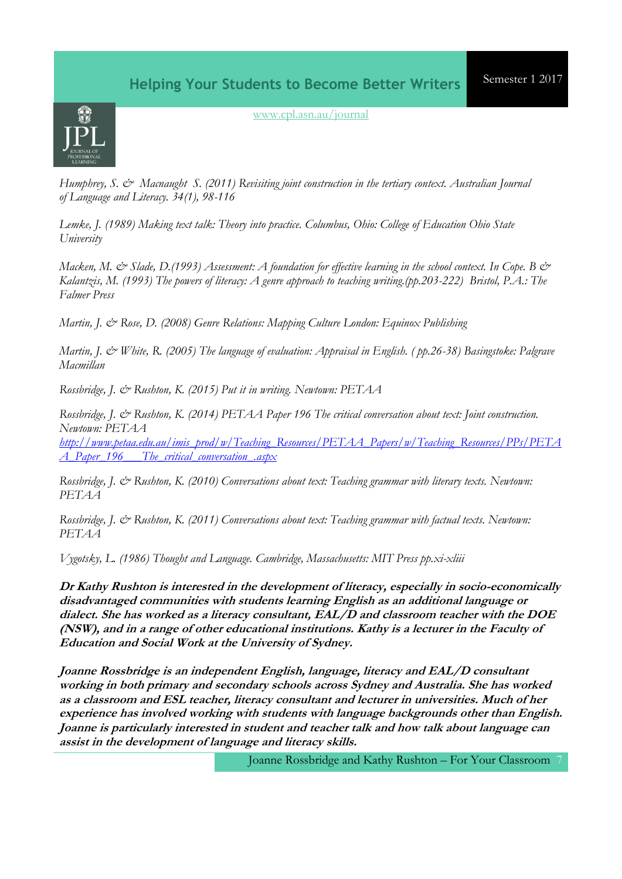*Humphrey, S. & Macnaught S. (2011) Revisiting joint construction in the tertiary context. Australian Journal of Language and Literacy. 34(1), 98-116*

*Lemke, J. (1989) Making text talk: Theory into practice. Columbus, Ohio: College of Education Ohio State University*

*Macken, M. & Slade, D.(1993) Assessment: A foundation for effective learning in the school context. In Cope. B & Kalantzis, M. (1993) The powers of literacy: A genre approach to teaching writing.(pp.203-222) Bristol, P.A.: The Falmer Press*

*Martin, J. & Rose, D. (2008) Genre Relations: Mapping Culture London: Equinox Publishing*

*Martin, J. & White, R. (2005) The language of evaluation: Appraisal in English. ( pp.26-38) Basingstoke: Palgrave Macmillan*

*Rossbridge, J. & Rushton, K. (2015) Put it in writing. Newtown: PETAA*

*Rossbridge, J. & Rushton, K. (2014) PETAA Paper 196 The critical conversation about text: Joint construction. Newtown: PETAA*
*[http://www.petaa.edu.au/imis_prod/w/Teaching_Resources/PETAA_Papers/w/Teaching_Resources/PPs/PETAA_Paper_196___The_critical_conversation_.aspx](http://www.petaa.edu.au/imis_prod/w/Teaching_Resources/PETAA_Papers/w/Teaching_Resources/PPs/PETAA_Paper_196___The_critical_conversation_.aspx)*

*Rossbridge, J. & Rushton, K. (2010) Conversations about text: Teaching grammar with literary texts. Newtown: PETAA*

*Rossbridge, J. & Rushton, K. (2011) Conversations about text: Teaching grammar with factual texts. Newtown: PETAA*

*Vygotsky, L. (1986) Thought and Language. Cambridge, Massachusetts: MIT Press pp.xi-xliii*

***Dr Kathy Rushton is interested in the development of literacy, especially in socio-economically disadvantaged communities with students learning English as an additional language or dialect. She has worked as a literacy consultant, EAL/D and classroom teacher with the DOE (NSW), and in a range of other educational institutions. Kathy is a lecturer in the Faculty of Education and Social Work at the University of Sydney.***

***Joanne Rossbridge is an independent English, language, literacy and EAL/D consultant working in both primary and secondary schools across Sydney and Australia. She has worked as a classroom and ESL teacher, literacy consultant and lecturer in universities. Much of her experience has involved working with students with language backgrounds other than English. Joanne is particularly interested in student and teacher talk and how talk about language can assist in the development of language and literacy skills.***